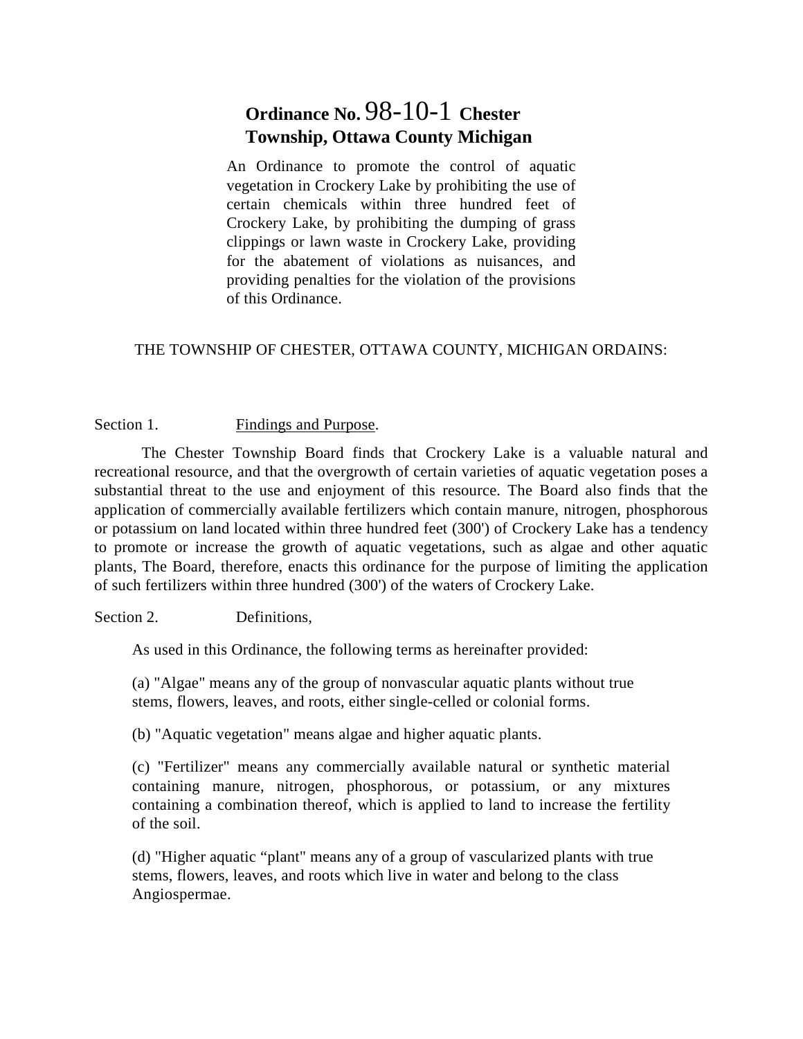# Ordinance No. 98-10-1 Chester Township, Ottawa County Michigan

An Ordinance to promote the control of aquatic vegetation in Crockery Lake by prohibiting the use of certain chemicals within three hundred feet of Crockery Lake, by prohibiting the dumping of grass clippings or lawn waste in Crockery Lake, providing for the abatement of violations as nuisances, and providing penalties for the violation of the provisions of this Ordinance.

THE TOWNSHIP OF CHESTER, OTTAWA COUNTY, MICHIGAN ORDAINS:

Section 1. Findings and Purpose.

The Chester Township Board finds that Crockery Lake is a valuable natural and recreational resource, and that the overgrowth of certain varieties of aquatic vegetation poses a substantial threat to the use and enjoyment of this resource. The Board also finds that the application of commercially available fertilizers which contain manure, nitrogen, phosphorous or potassium on land located within three hundred feet (300') of Crockery Lake has a tendency to promote or increase the growth of aquatic vegetations, such as algae and other aquatic plants, The Board, therefore, enacts this ordinance for the purpose of limiting the application of such fertilizers within three hundred (300') of the waters of Crockery Lake.

Section 2. Definitions,

As used in this Ordinance, the following terms as hereinafter provided:

(a) "Algae" means any of the group of nonvascular aquatic plants without true stems, flowers, leaves, and roots, either single-celled or colonial forms.

(b) "Aquatic vegetation" means algae and higher aquatic plants.

(c) "Fertilizer" means any commercially available natural or synthetic material containing manure, nitrogen, phosphorous, or potassium, or any mixtures containing a combination thereof, which is applied to land to increase the fertility of the soil.

(d) "Higher aquatic "plant" means any of a group of vascularized plants with true stems, flowers, leaves, and roots which live in water and belong to the class Angiospermae.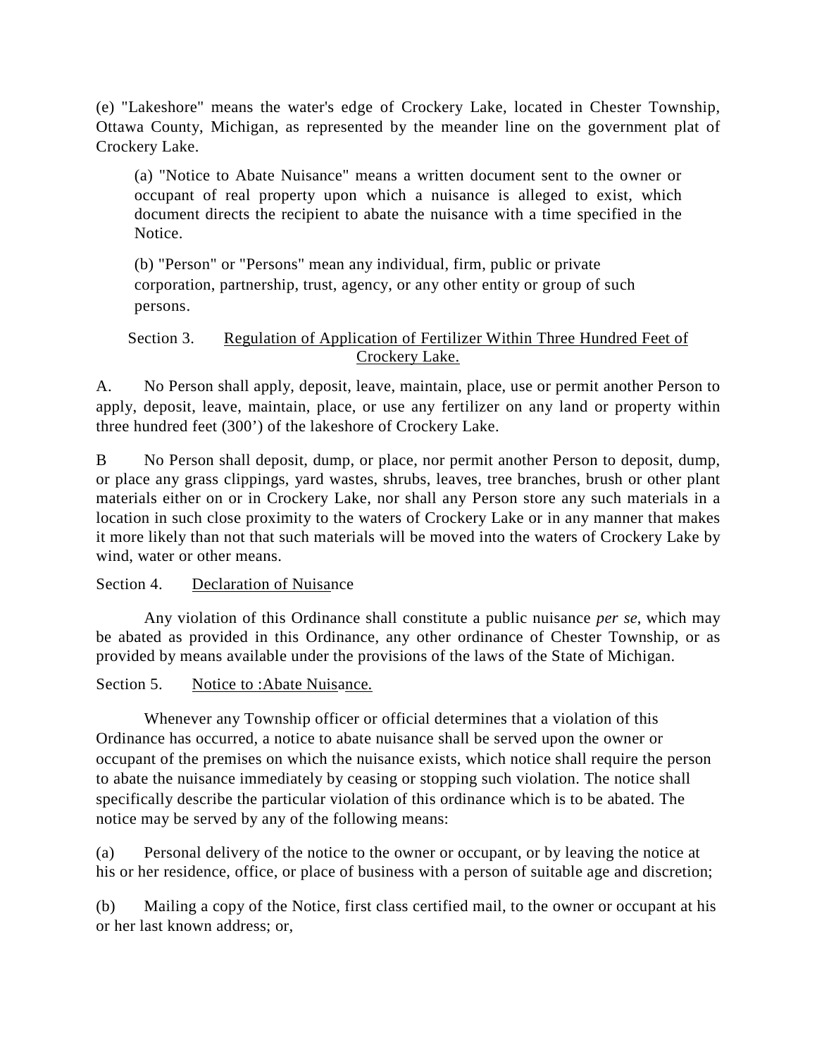(e) "Lakeshore" means the water's edge of Crockery Lake, located in Chester Township, Ottawa County, Michigan, as represented by the meander line on the government plat of Crockery Lake.

> (a) "Notice to Abate Nuisance" means a written document sent to the owner or occupant of real property upon which a nuisance is alleged to exist, which document directs the recipient to abate the nuisance with a time specified in the Notice.
>
> (b) "Person" or "Persons" mean any individual, firm, public or private corporation, partnership, trust, agency, or any other entity or group of such persons.

Section 3. Regulation of Application of Fertilizer Within Three Hundred Feet of Crockery Lake.

A. No Person shall apply, deposit, leave, maintain, place, use or permit another Person to apply, deposit, leave, maintain, place, or use any fertilizer on any land or property within three hundred feet (300') of the lakeshore of Crockery Lake.

B No Person shall deposit, dump, or place, nor permit another Person to deposit, dump, or place any grass clippings, yard wastes, shrubs, leaves, tree branches, brush or other plant materials either on or in Crockery Lake, nor shall any Person store any such materials in a location in such close proximity to the waters of Crockery Lake or in any manner that makes it more likely than not that such materials will be moved into the waters of Crockery Lake by wind, water or other means.

Section 4. Declaration of Nuisance

Any violation of this Ordinance shall constitute a public nuisance *per se*, which may be abated as provided in this Ordinance, any other ordinance of Chester Township, or as provided by means available under the provisions of the laws of the State of Michigan.

Section 5. Notice to :Abate Nuisance.

Whenever any Township officer or official determines that a violation of this Ordinance has occurred, a notice to abate nuisance shall be served upon the owner or occupant of the premises on which the nuisance exists, which notice shall require the person to abate the nuisance immediately by ceasing or stopping such violation. The notice shall specifically describe the particular violation of this ordinance which is to be abated. The notice may be served by any of the following means:

(a) Personal delivery of the notice to the owner or occupant, or by leaving the notice at his or her residence, office, or place of business with a person of suitable age and discretion;

(b) Mailing a copy of the Notice, first class certified mail, to the owner or occupant at his or her last known address; or,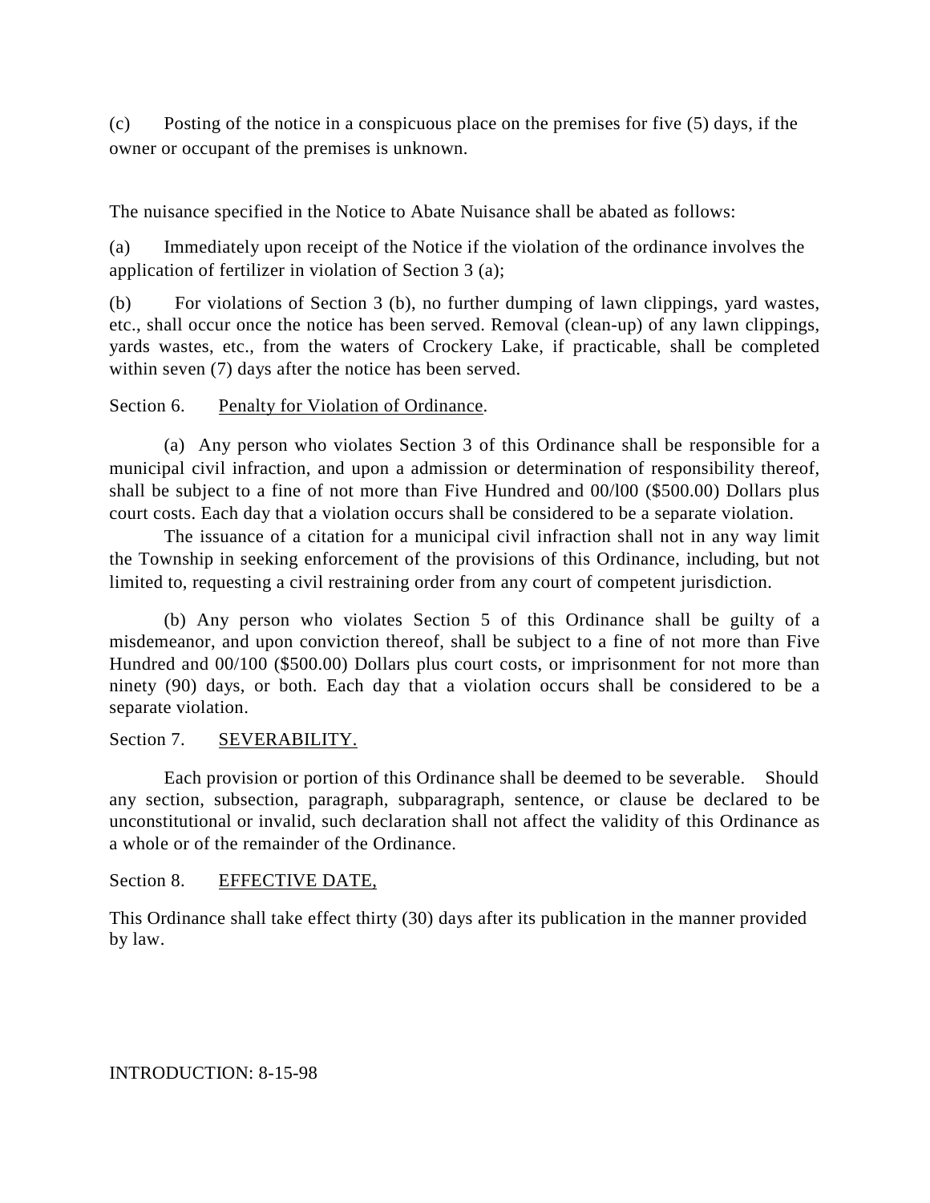(c) Posting of the notice in a conspicuous place on the premises for five (5) days, if the owner or occupant of the premises is unknown.

The nuisance specified in the Notice to Abate Nuisance shall be abated as follows:

(a) Immediately upon receipt of the Notice if the violation of the ordinance involves the application of fertilizer in violation of Section 3 (a);

(b) For violations of Section 3 (b), no further dumping of lawn clippings, yard wastes, etc., shall occur once the notice has been served. Removal (clean-up) of any lawn clippings, yards wastes, etc., from the waters of Crockery Lake, if practicable, shall be completed within seven (7) days after the notice has been served.

Section 6. <u>Penalty for Violation of Ordinance</u>.

(a) Any person who violates Section 3 of this Ordinance shall be responsible for a municipal civil infraction, and upon a admission or determination of responsibility thereof, shall be subject to a fine of not more than Five Hundred and 00/l00 ($500.00) Dollars plus court costs. Each day that a violation occurs shall be considered to be a separate violation.

The issuance of a citation for a municipal civil infraction shall not in any way limit the Township in seeking enforcement of the provisions of this Ordinance, including, but not limited to, requesting a civil restraining order from any court of competent jurisdiction.

(b) Any person who violates Section 5 of this Ordinance shall be guilty of a misdemeanor, and upon conviction thereof, shall be subject to a fine of not more than Five Hundred and 00/100 ($500.00) Dollars plus court costs, or imprisonment for not more than ninety (90) days, or both. Each day that a violation occurs shall be considered to be a separate violation.

Section 7. <u>SEVERABILITY.</u>

Each provision or portion of this Ordinance shall be deemed to be severable. Should any section, subsection, paragraph, subparagraph, sentence, or clause be declared to be unconstitutional or invalid, such declaration shall not affect the validity of this Ordinance as a whole or of the remainder of the Ordinance.

Section 8. <u>EFFECTIVE DATE,</u>

This Ordinance shall take effect thirty (30) days after its publication in the manner provided by law.

INTRODUCTION: 8-15-98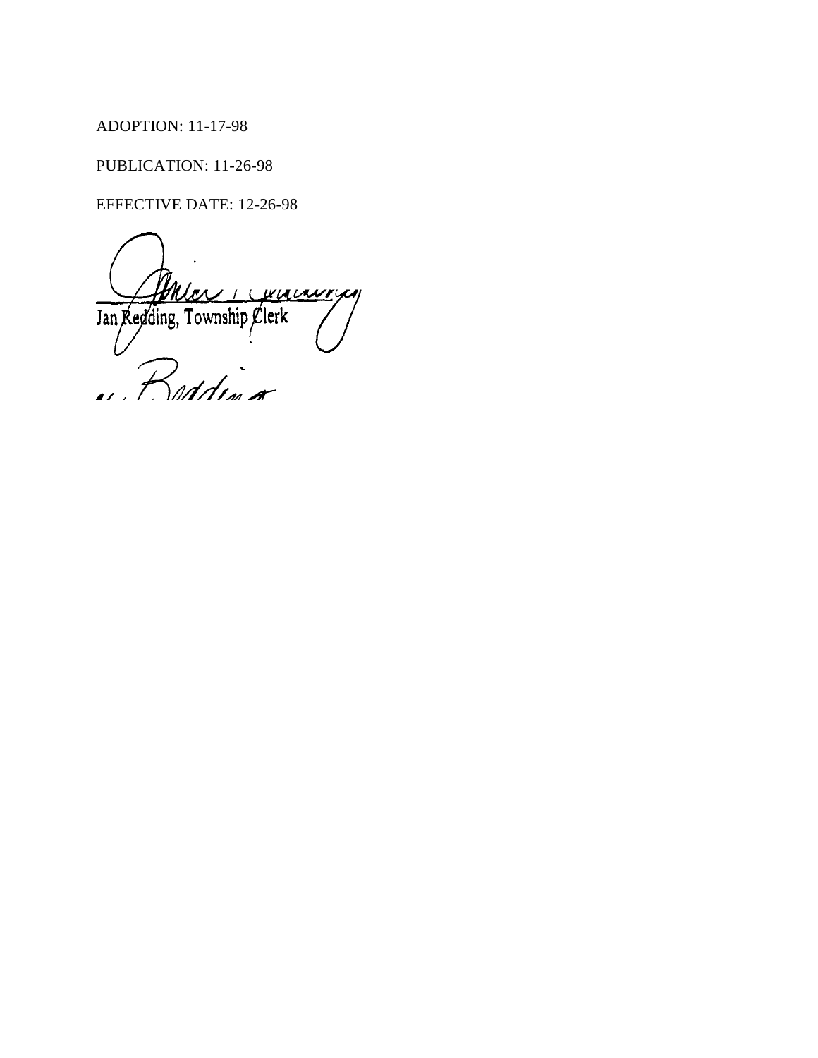ADOPTION: 11-17-98

PUBLICATION: 11-26-98

EFFECTIVE DATE: 12-26-98

Jan Redding, Township Clerk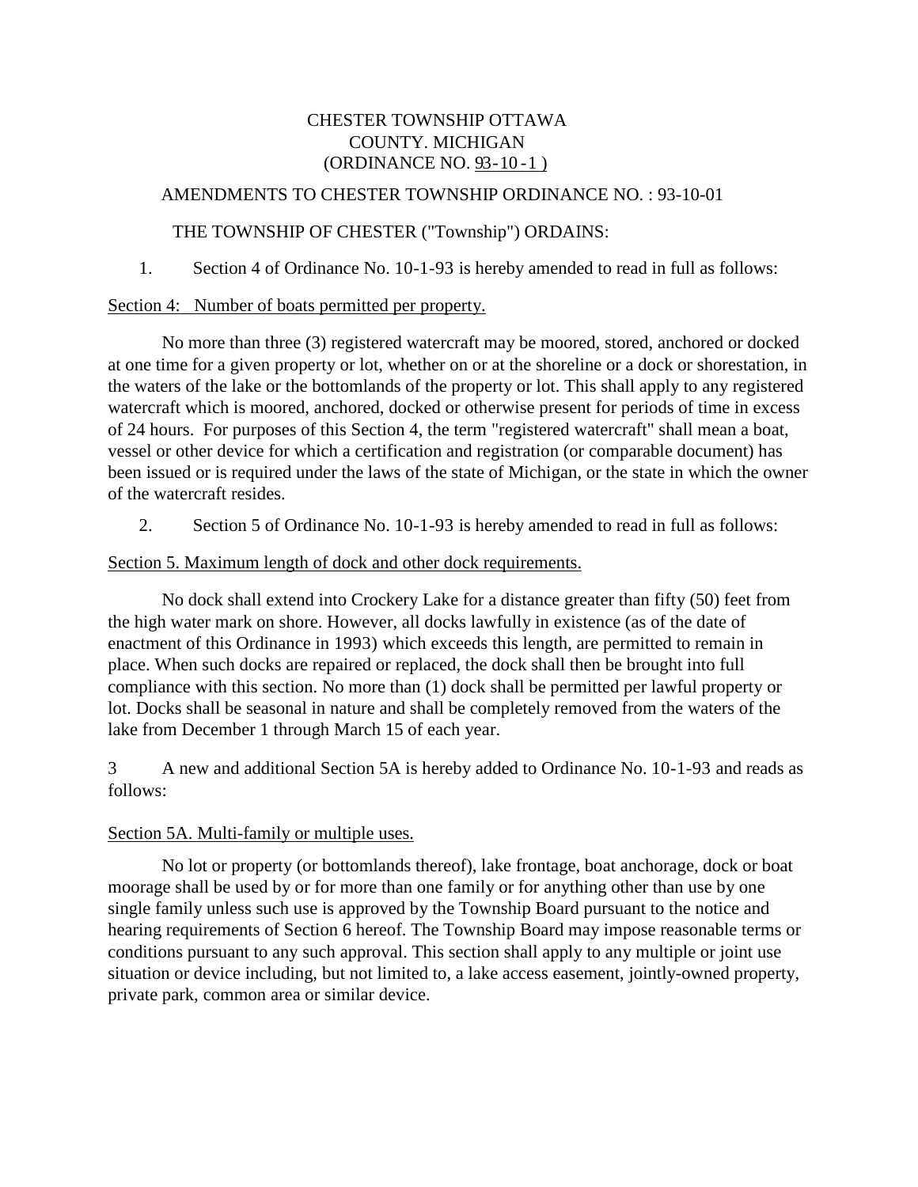CHESTER TOWNSHIP OTTAWA
COUNTY. MICHIGAN
(ORDINANCE NO. 93-10-1 )

AMENDMENTS TO CHESTER TOWNSHIP ORDINANCE NO. : 93-10-01

THE TOWNSHIP OF CHESTER ("Township") ORDAINS:

1. Section 4 of Ordinance No. 10-1-93 is hereby amended to read in full as follows:

Section 4: Number of boats permitted per property.

No more than three (3) registered watercraft may be moored, stored, anchored or docked at one time for a given property or lot, whether on or at the shoreline or a dock or shorestation, in the waters of the lake or the bottomlands of the property or lot. This shall apply to any registered watercraft which is moored, anchored, docked or otherwise present for periods of time in excess of 24 hours. For purposes of this Section 4, the term "registered watercraft" shall mean a boat, vessel or other device for which a certification and registration (or comparable document) has been issued or is required under the laws of the state of Michigan, or the state in which the owner of the watercraft resides.

2. Section 5 of Ordinance No. 10-1-93 is hereby amended to read in full as follows:

Section 5. Maximum length of dock and other dock requirements.

No dock shall extend into Crockery Lake for a distance greater than fifty (50) feet from the high water mark on shore. However, all docks lawfully in existence (as of the date of enactment of this Ordinance in 1993) which exceeds this length, are permitted to remain in place. When such docks are repaired or replaced, the dock shall then be brought into full compliance with this section. No more than (1) dock shall be permitted per lawful property or lot. Docks shall be seasonal in nature and shall be completely removed from the waters of the lake from December 1 through March 15 of each year.

3 A new and additional Section 5A is hereby added to Ordinance No. 10-1-93 and reads as follows:

Section 5A. Multi-family or multiple uses.

No lot or property (or bottomlands thereof), lake frontage, boat anchorage, dock or boat moorage shall be used by or for more than one family or for anything other than use by one single family unless such use is approved by the Township Board pursuant to the notice and hearing requirements of Section 6 hereof. The Township Board may impose reasonable terms or conditions pursuant to any such approval. This section shall apply to any multiple or joint use situation or device including, but not limited to, a lake access easement, jointly-owned property, private park, common area or similar device.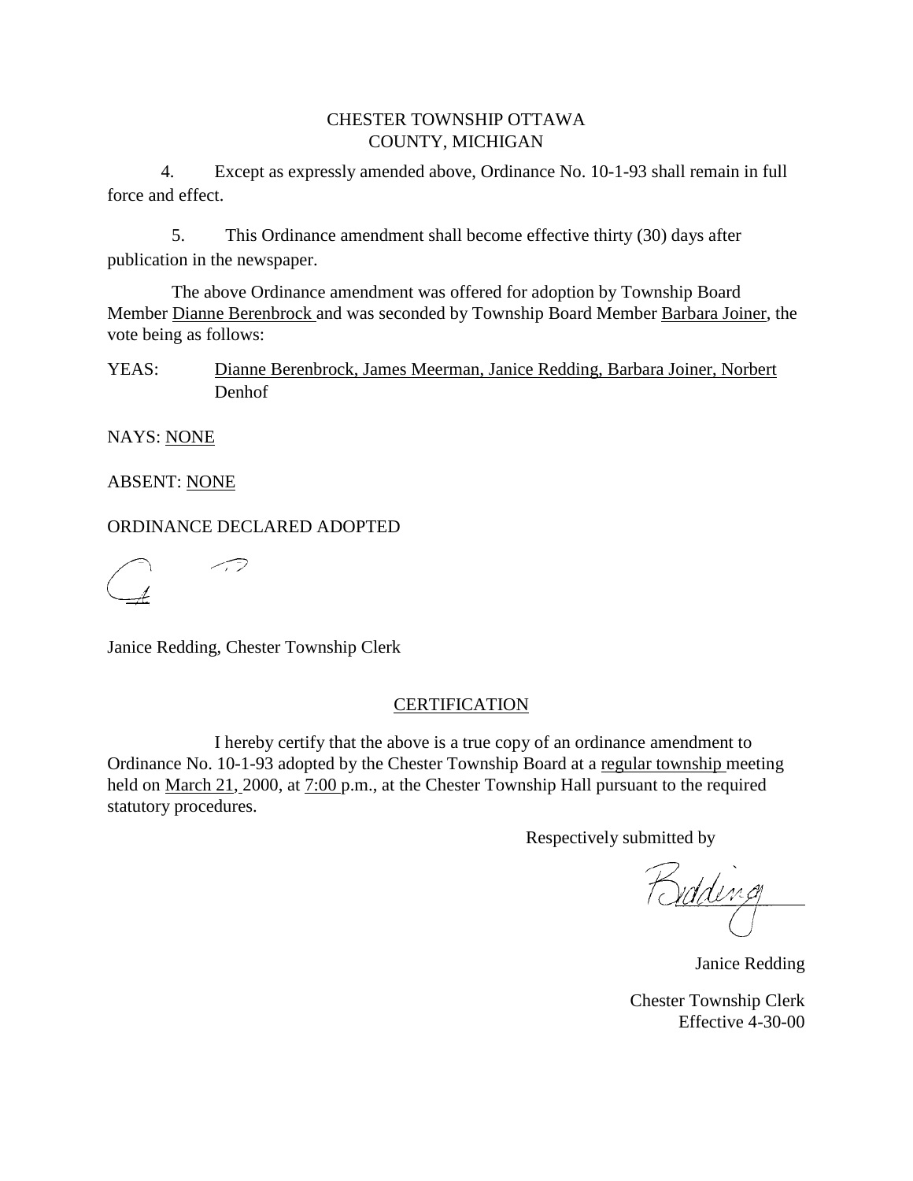CHESTER TOWNSHIP OTTAWA
COUNTY, MICHIGAN

4. Except as expressly amended above, Ordinance No. 10-1-93 shall remain in full force and effect.

5. This Ordinance amendment shall become effective thirty (30) days after publication in the newspaper.

The above Ordinance amendment was offered for adoption by Township Board Member Dianne Berenbrock and was seconded by Township Board Member Barbara Joiner, the vote being as follows:

YEAS: Dianne Berenbrock, James Meerman, Janice Redding, Barbara Joiner, Norbert Denhof

NAYS: NONE

ABSENT: NONE

ORDINANCE DECLARED ADOPTED

Janice Redding, Chester Township Clerk

## CERTIFICATION

I hereby certify that the above is a true copy of an ordinance amendment to Ordinance No. 10-1-93 adopted by the Chester Township Board at a regular township meeting held on March 21, 2000, at 7:00 p.m., at the Chester Township Hall pursuant to the required statutory procedures.

Respectively submitted by

Janice Redding

Chester Township Clerk
Effective 4-30-00